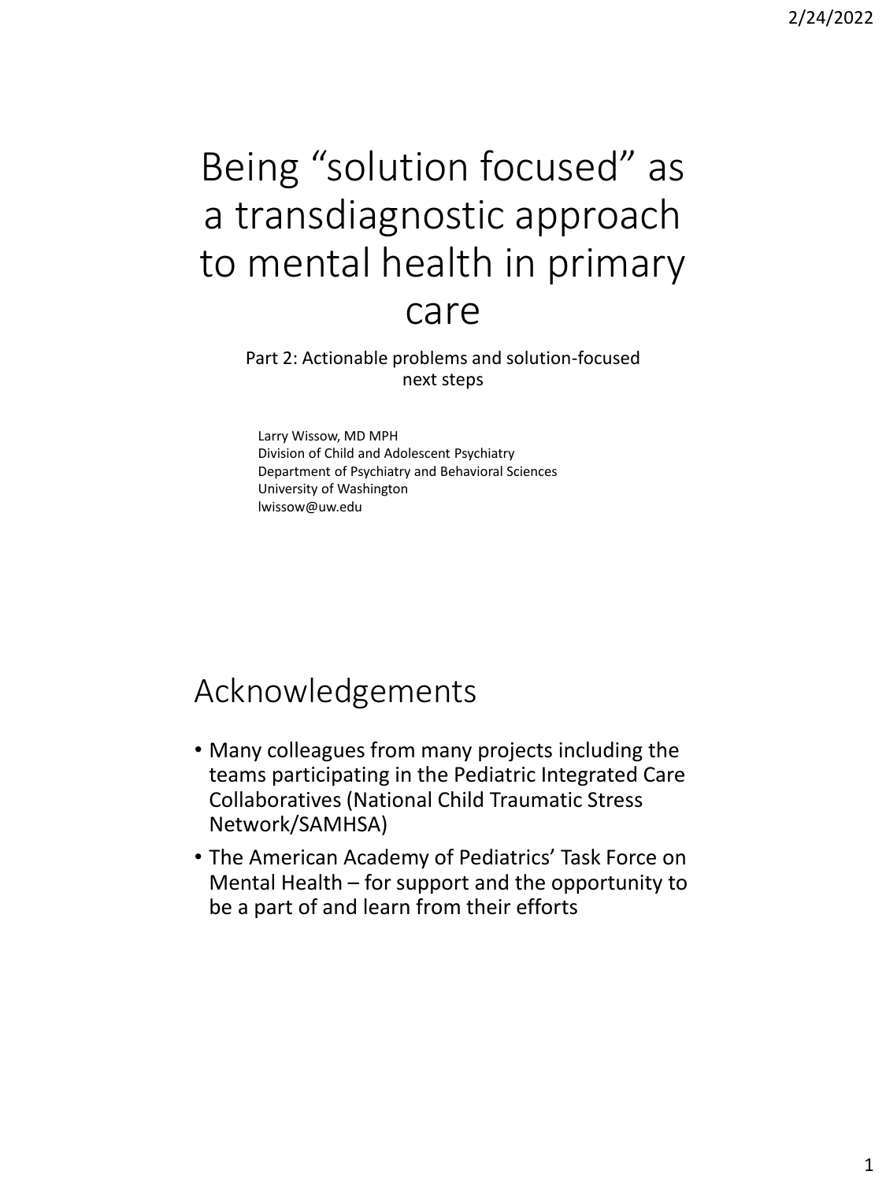# Being "solution focused" as a transdiagnostic approach to mental health in primary care

Part 2: Actionable problems and solution-focused next steps

Larry Wissow, MD MPH
Division of Child and Adolescent Psychiatry
Department of Psychiatry and Behavioral Sciences
University of Washington
lwissow@uw.edu

## Acknowledgements

- Many colleagues from many projects including the teams participating in the Pediatric Integrated Care Collaboratives (National Child Traumatic Stress Network/SAMHSA)
- The American Academy of Pediatrics' Task Force on Mental Health – for support and the opportunity to be a part of and learn from their efforts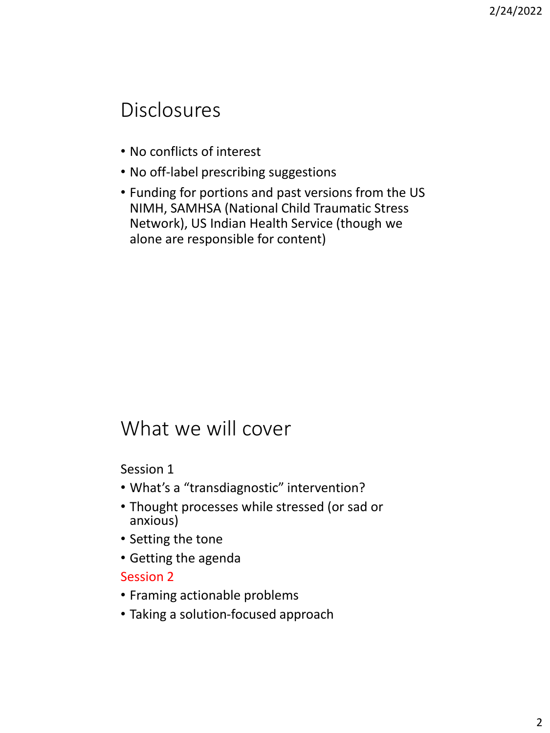## Disclosures

- No conflicts of interest
- No off-label prescribing suggestions
- Funding for portions and past versions from the US NIMH, SAMHSA (National Child Traumatic Stress Network), US Indian Health Service (though we alone are responsible for content)

## What we will cover

Session 1

- What's a "transdiagnostic" intervention?
- Thought processes while stressed (or sad or anxious)
- Setting the tone
- Getting the agenda

Session 2

- Framing actionable problems
- Taking a solution-focused approach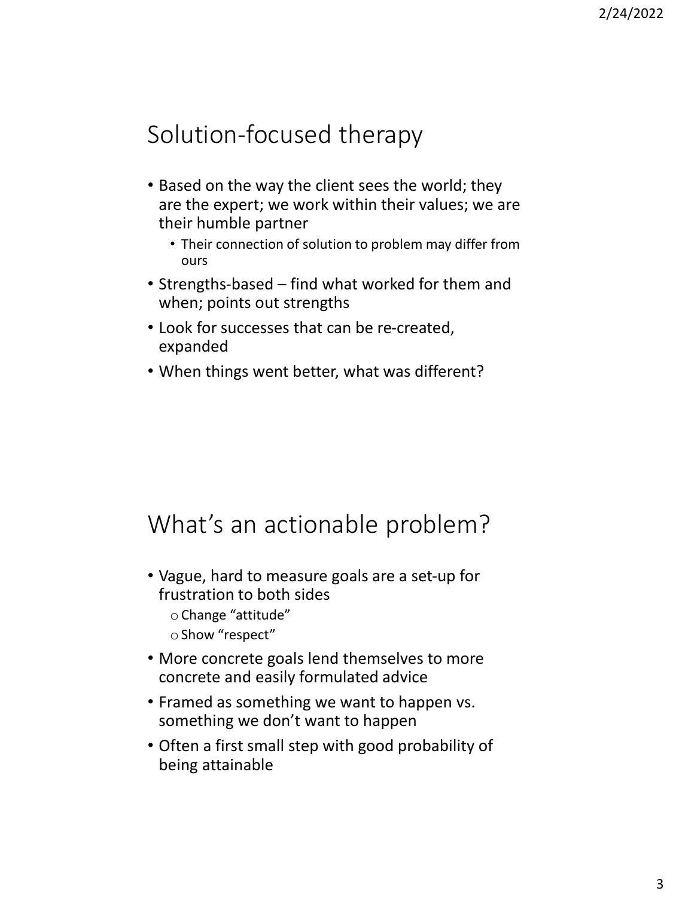## Solution-focused therapy

- Based on the way the client sees the world; they are the expert; we work within their values; we are their humble partner
  - Their connection of solution to problem may differ from ours
- Strengths-based – find what worked for them and when; points out strengths
- Look for successes that can be re-created, expanded
- When things went better, what was different?

## What's an actionable problem?

- Vague, hard to measure goals are a set-up for frustration to both sides
  - Change "attitude"
  - Show "respect"
- More concrete goals lend themselves to more concrete and easily formulated advice
- Framed as something we want to happen vs. something we don't want to happen
- Often a first small step with good probability of being attainable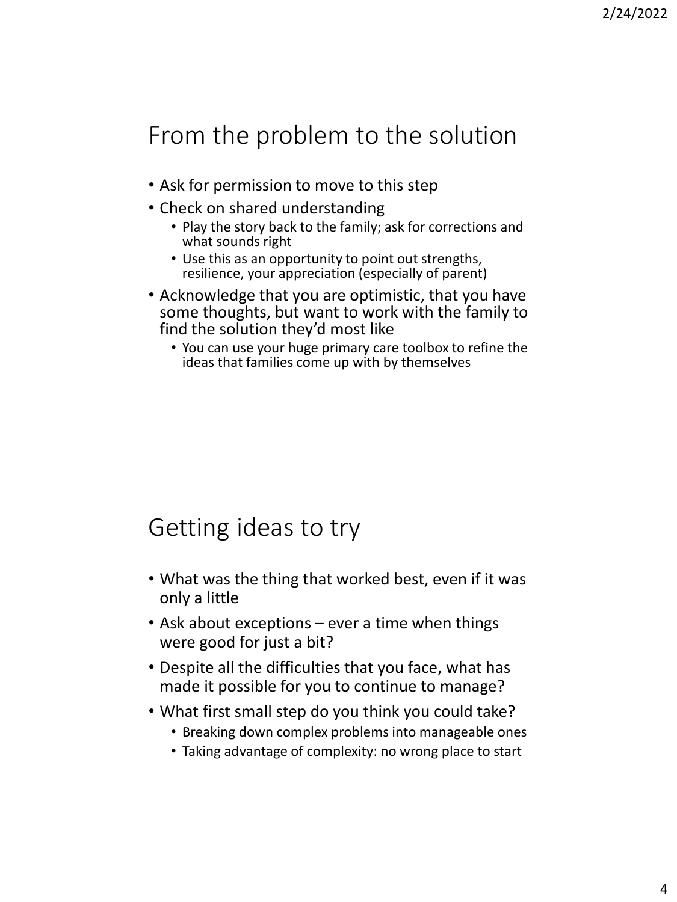## From the problem to the solution

- Ask for permission to move to this step
- Check on shared understanding
  - Play the story back to the family; ask for corrections and what sounds right
  - Use this as an opportunity to point out strengths, resilience, your appreciation (especially of parent)
- Acknowledge that you are optimistic, that you have some thoughts, but want to work with the family to find the solution they'd most like
  - You can use your huge primary care toolbox to refine the ideas that families come up with by themselves

## Getting ideas to try

- What was the thing that worked best, even if it was only a little
- Ask about exceptions – ever a time when things were good for just a bit?
- Despite all the difficulties that you face, what has made it possible for you to continue to manage?
- What first small step do you think you could take?
  - Breaking down complex problems into manageable ones
  - Taking advantage of complexity: no wrong place to start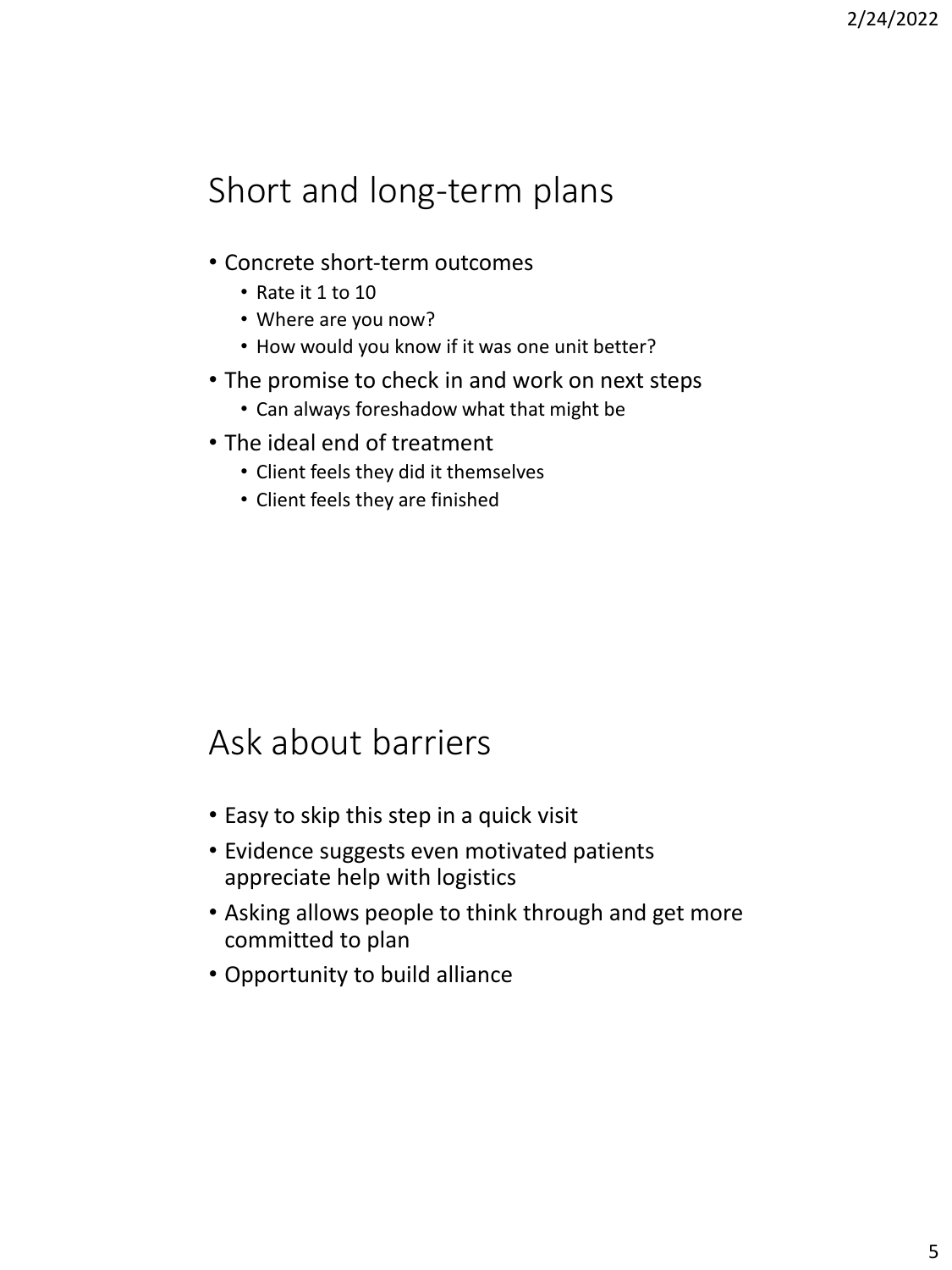## Short and long-term plans

- Concrete short-term outcomes
  - Rate it 1 to 10
  - Where are you now?
  - How would you know if it was one unit better?
- The promise to check in and work on next steps
  - Can always foreshadow what that might be
- The ideal end of treatment
  - Client feels they did it themselves
  - Client feels they are finished

## Ask about barriers

- Easy to skip this step in a quick visit
- Evidence suggests even motivated patients appreciate help with logistics
- Asking allows people to think through and get more committed to plan
- Opportunity to build alliance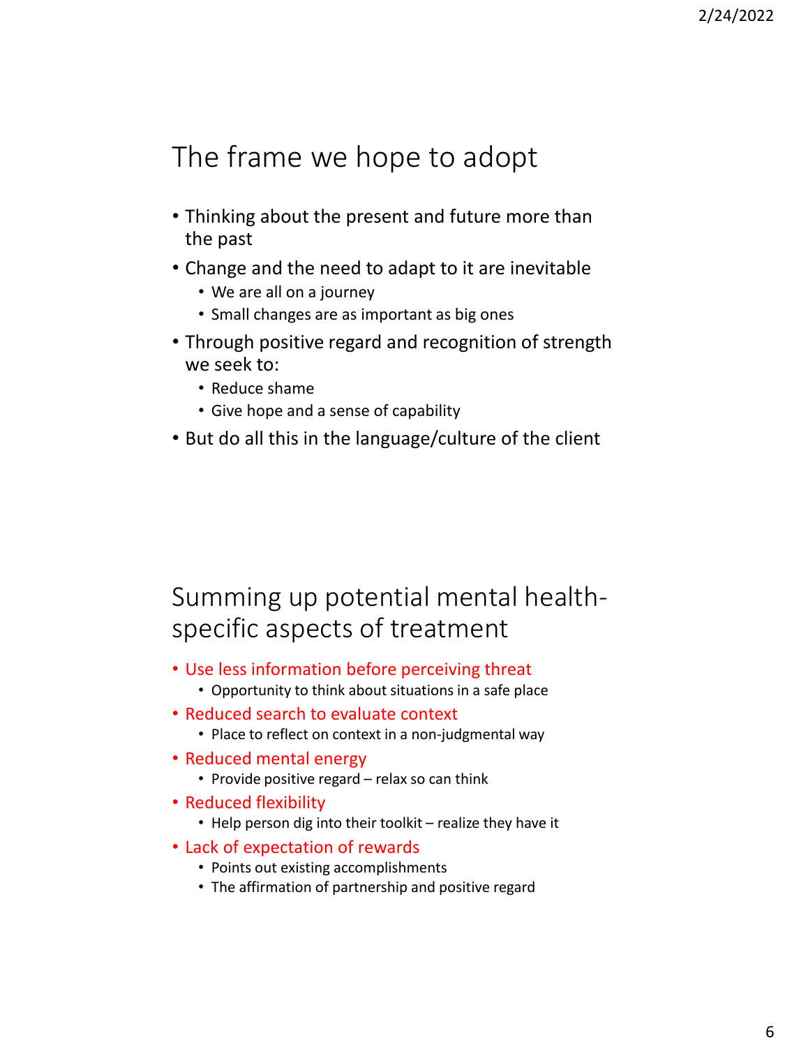## The frame we hope to adopt

- Thinking about the present and future more than the past
- Change and the need to adapt to it are inevitable
  - We are all on a journey
  - Small changes are as important as big ones
- Through positive regard and recognition of strength we seek to:
  - Reduce shame
  - Give hope and a sense of capability
- But do all this in the language/culture of the client

## Summing up potential mental health-specific aspects of treatment

- Use less information before perceiving threat
  - Opportunity to think about situations in a safe place
- Reduced search to evaluate context
  - Place to reflect on context in a non-judgmental way
- Reduced mental energy
  - Provide positive regard – relax so can think
- Reduced flexibility
  - Help person dig into their toolkit – realize they have it
- Lack of expectation of rewards
  - Points out existing accomplishments
  - The affirmation of partnership and positive regard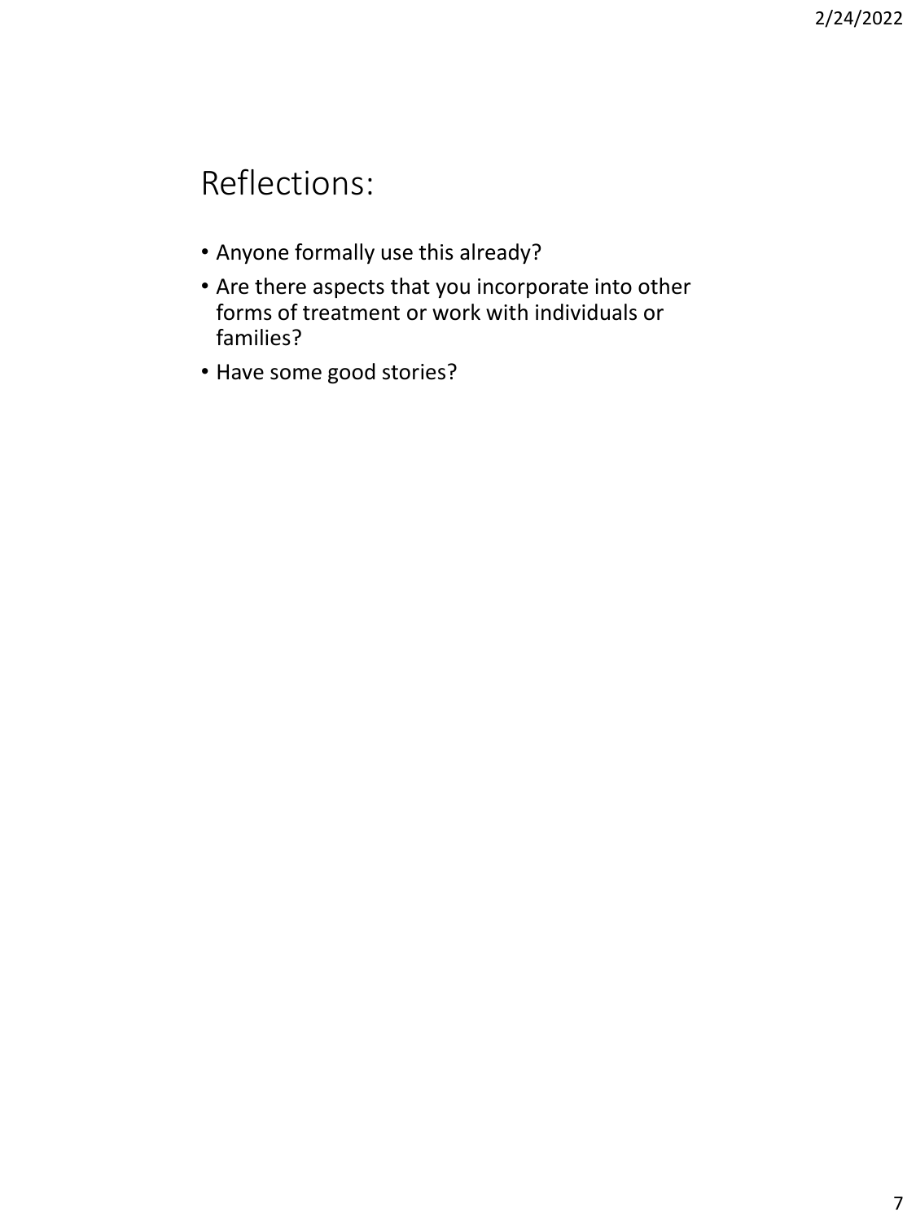# Reflections:

- Anyone formally use this already?
- Are there aspects that you incorporate into other forms of treatment or work with individuals or families?
- Have some good stories?